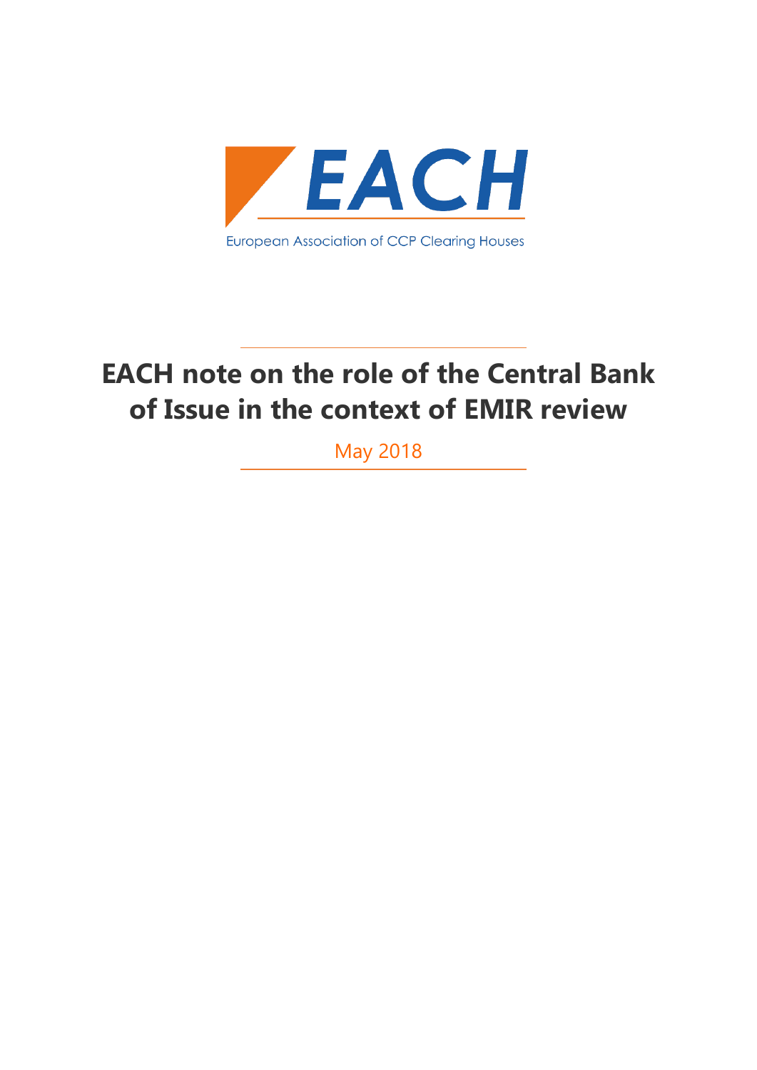EACH

European Association of CCP Clearing Houses

# EACH note on the role of the Central Bank of Issue in the context of EMIR review

May 2018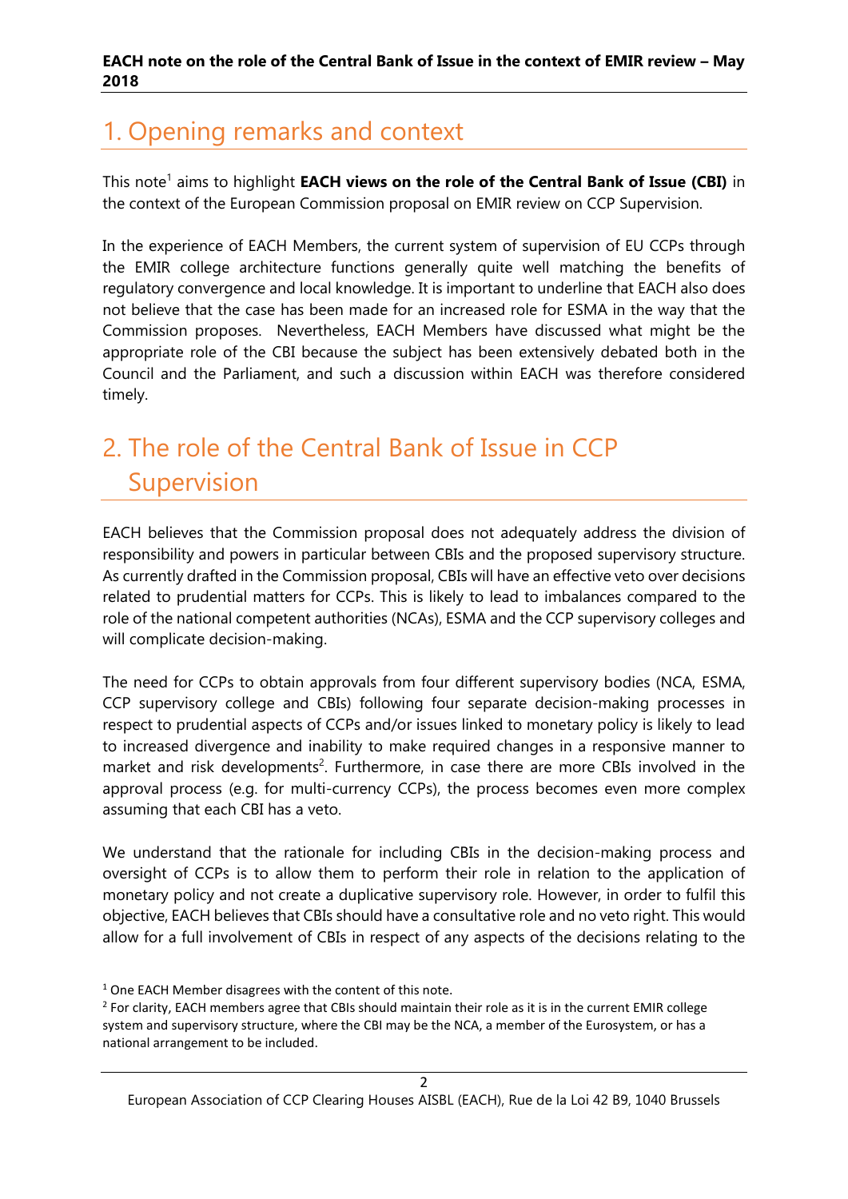**EACH note on the role of the Central Bank of Issue in the context of EMIR review – May 2018**

## 1. Opening remarks and context

This note[1] aims to highlight **EACH views on the role of the Central Bank of Issue (CBI)** in the context of the European Commission proposal on EMIR review on CCP Supervision.

In the experience of EACH Members, the current system of supervision of EU CCPs through the EMIR college architecture functions generally quite well matching the benefits of regulatory convergence and local knowledge. It is important to underline that EACH also does not believe that the case has been made for an increased role for ESMA in the way that the Commission proposes. Nevertheless, EACH Members have discussed what might be the appropriate role of the CBI because the subject has been extensively debated both in the Council and the Parliament, and such a discussion within EACH was therefore considered timely.

## 2. The role of the Central Bank of Issue in CCP Supervision

EACH believes that the Commission proposal does not adequately address the division of responsibility and powers in particular between CBIs and the proposed supervisory structure. As currently drafted in the Commission proposal, CBIs will have an effective veto over decisions related to prudential matters for CCPs. This is likely to lead to imbalances compared to the role of the national competent authorities (NCAs), ESMA and the CCP supervisory colleges and will complicate decision-making.

The need for CCPs to obtain approvals from four different supervisory bodies (NCA, ESMA, CCP supervisory college and CBIs) following four separate decision-making processes in respect to prudential aspects of CCPs and/or issues linked to monetary policy is likely to lead to increased divergence and inability to make required changes in a responsive manner to market and risk developments[2]. Furthermore, in case there are more CBIs involved in the approval process (e.g. for multi-currency CCPs), the process becomes even more complex assuming that each CBI has a veto.

We understand that the rationale for including CBIs in the decision-making process and oversight of CCPs is to allow them to perform their role in relation to the application of monetary policy and not create a duplicative supervisory role. However, in order to fulfil this objective, EACH believes that CBIs should have a consultative role and no veto right. This would allow for a full involvement of CBIs in respect of any aspects of the decisions relating to the

[1] One EACH Member disagrees with the content of this note.

[2] For clarity, EACH members agree that CBIs should maintain their role as it is in the current EMIR college system and supervisory structure, where the CBI may be the NCA, a member of the Eurosystem, or has a national arrangement to be included.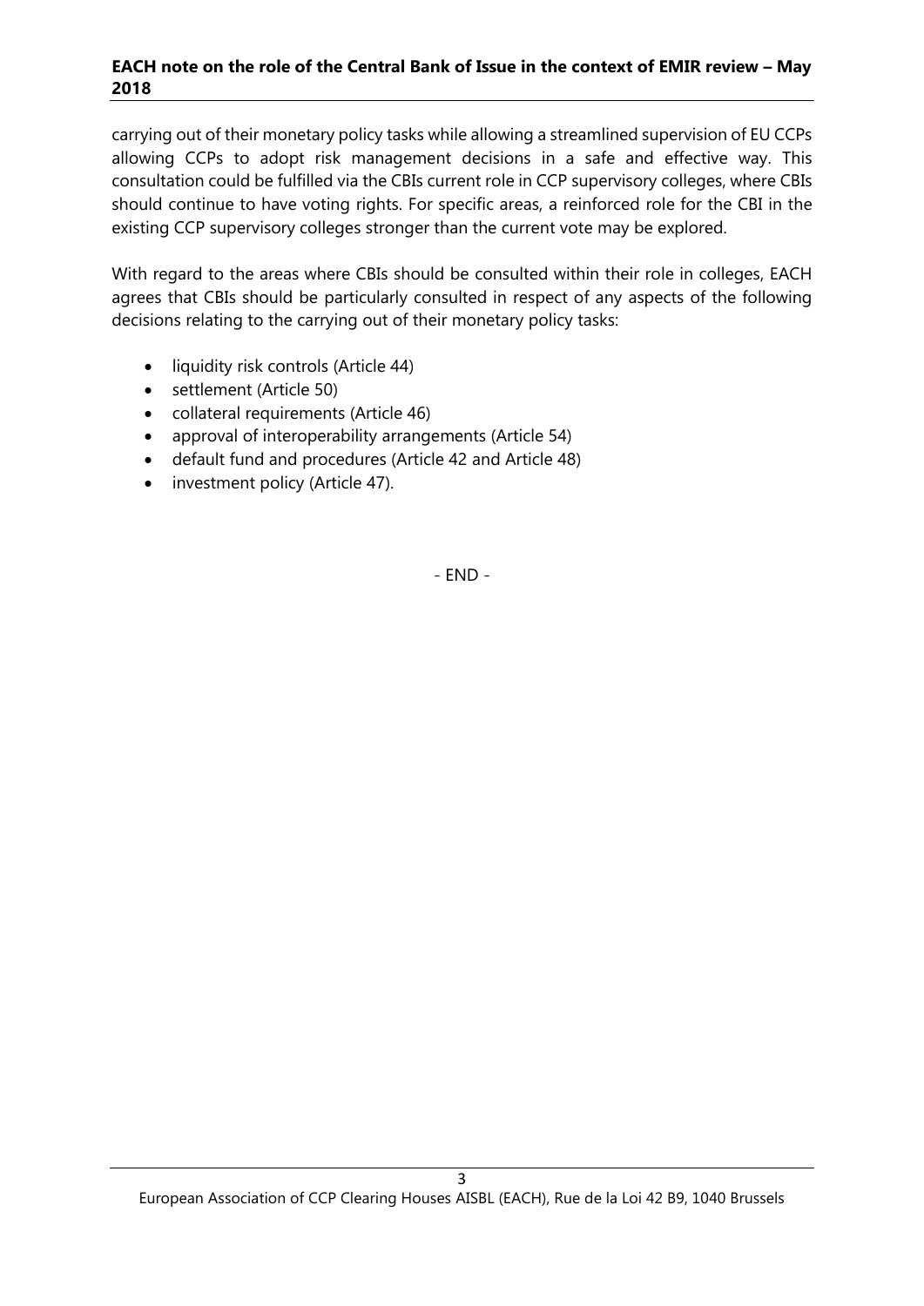carrying out of their monetary policy tasks while allowing a streamlined supervision of EU CCPs allowing CCPs to adopt risk management decisions in a safe and effective way. This consultation could be fulfilled via the CBIs current role in CCP supervisory colleges, where CBIs should continue to have voting rights. For specific areas, a reinforced role for the CBI in the existing CCP supervisory colleges stronger than the current vote may be explored.

With regard to the areas where CBIs should be consulted within their role in colleges, EACH agrees that CBIs should be particularly consulted in respect of any aspects of the following decisions relating to the carrying out of their monetary policy tasks:

- liquidity risk controls (Article 44)
- settlement (Article 50)
- collateral requirements (Article 46)
- approval of interoperability arrangements (Article 54)
- default fund and procedures (Article 42 and Article 48)
- investment policy (Article 47).

- END -